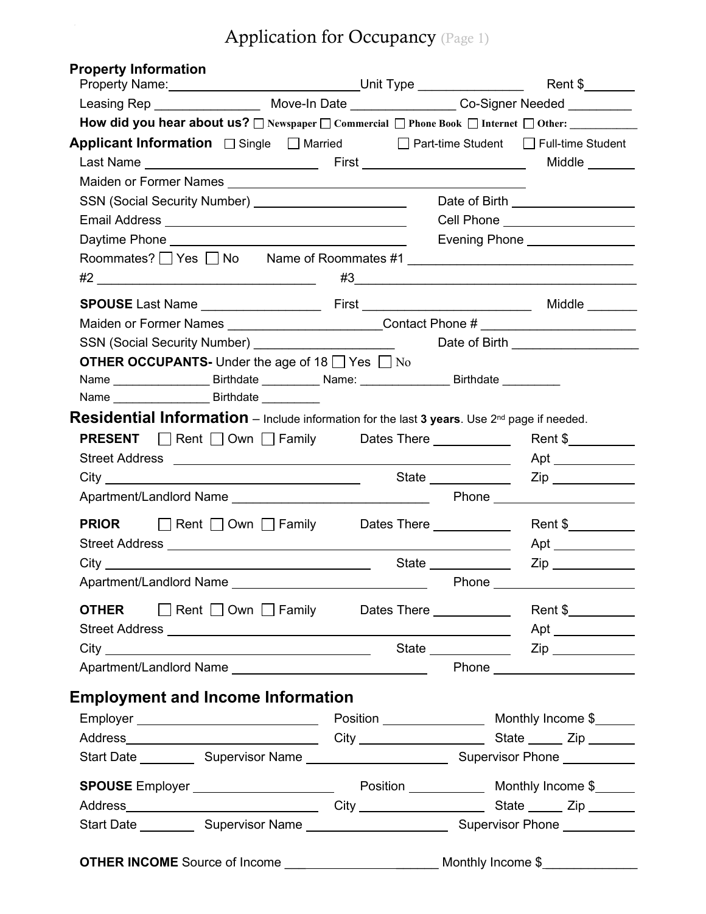# Application for Occupancy (Page 1)

## Property Information

Property Name: ______________________ Unit Type _______________ Rent $_______

Leasing Rep _______________ Move-In Date _______________ Co-Signer Needed _________

**How did you hear about us?** ☐ Newspaper ☐ Commercial ☐ Phone Book ☐ Internet ☐ Other: ___________

## Applicant Information ☐ Single ☐ Married ☐ Part-time Student ☐ Full-time Student

Last Name ______________________ First ______________________ Middle _______

Maiden or Former Names ________________________________________

SSN (Social Security Number) ______________________ Date of Birth __________________

Email Address ______________________ Cell Phone __________________

Daytime Phone ______________________ Evening Phone __________________

Roommates? ☐ Yes ☐ No Name of Roommates #1 ______________________________

#2 ______________________________ #3______________________________

**SPOUSE** Last Name ________________ First ______________________ Middle _______

Maiden or Former Names _____________________Contact Phone # _____________________

SSN (Social Security Number) ____________________ Date of Birth __________________

**OTHER OCCUPANTS-** Under the age of 18 ☐ Yes ☐ No

Name _______________ Birthdate _________ Name: ______________ Birthdate _________

Name _______________ Birthdate _________

## Residential Information – Include information for the last **3 years**. Use 2nd page if needed.

**PRESENT** ☐ Rent ☐ Own ☐ Family Dates There ___________ Rent $_________

Street Address ________________________________________ Apt ___________

City ______________________________ State ___________ Zip ___________

Apartment/Landlord Name ____________________________ Phone ____________________

**PRIOR** ☐ Rent ☐ Own ☐ Family Dates There ___________ Rent $_________

Street Address ________________________________________ Apt ___________

City ______________________________ State ___________ Zip ___________

Apartment/Landlord Name ____________________________ Phone ____________________

**OTHER** ☐ Rent ☐ Own ☐ Family Dates There ___________ Rent $_________

Street Address ________________________________________ Apt ___________

City ______________________________ State ___________ Zip ___________

Apartment/Landlord Name ____________________________ Phone ____________________

## Employment and Income Information

Employer ______________________ Position _______________ Monthly Income $______

Address______________________ City __________________ State _____ Zip _______

Start Date ________ Supervisor Name ____________________ Supervisor Phone __________

**SPOUSE** Employer ____________________ Position ___________ Monthly Income $______

Address______________________ City __________________ State _____ Zip _______

Start Date ________ Supervisor Name ____________________ Supervisor Phone __________

**OTHER INCOME** Source of Income _____________________ Monthly Income $_____________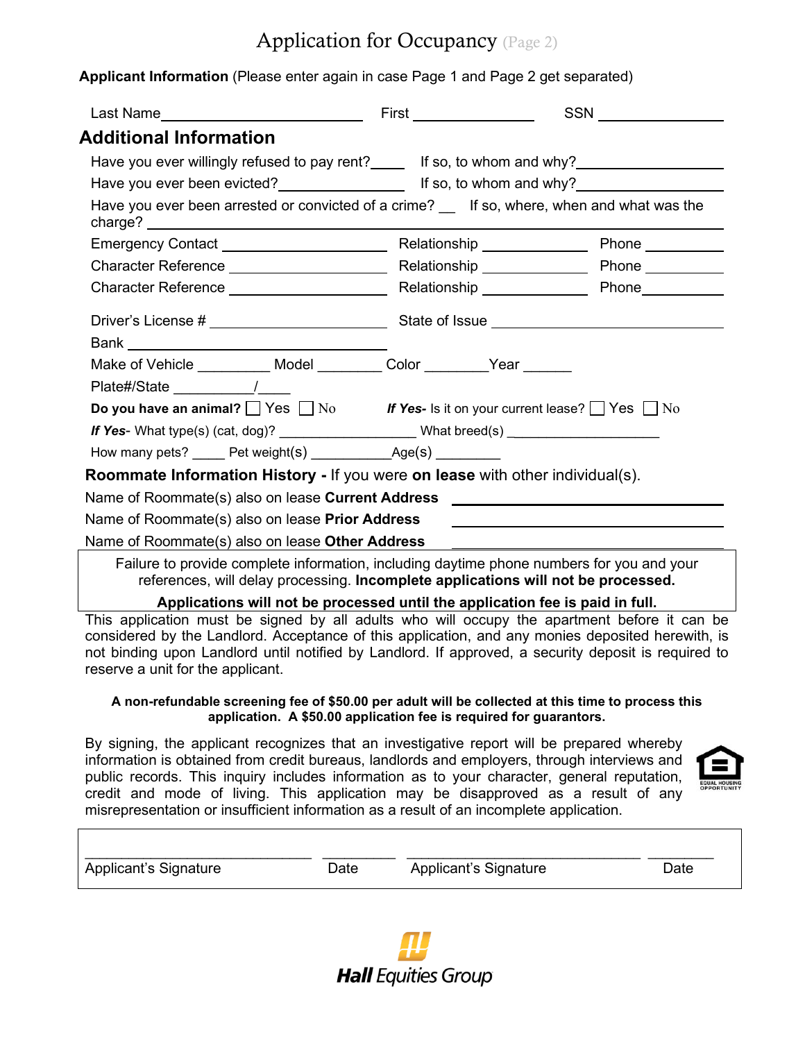# Application for Occupancy (Page 2)

**Applicant Information** (Please enter again in case Page 1 and Page 2 get separated)

Last Name\_\_\_\_\_\_\_\_\_\_\_\_\_\_\_\_\_\_\_\_\_\_\_\_\_\_ First \_\_\_\_\_\_\_\_\_\_\_\_\_\_\_\_ SSN \_\_\_\_\_\_\_\_\_\_\_\_\_\_\_\_

## Additional Information

Have you ever willingly refused to pay rent?\_\_\_\_\_ If so, to whom and why?\_\_\_\_\_\_\_\_\_\_\_\_\_\_\_\_\_\_\_\_

Have you ever been evicted?\_\_\_\_\_\_\_\_\_\_\_\_\_\_\_\_ If so, to whom and why?\_\_\_\_\_\_\_\_\_\_\_\_\_\_\_\_\_\_\_\_

Have you ever been arrested or convicted of a crime? \_\_ If so, where, when and what was the charge? \_\_\_\_\_\_\_\_\_\_\_\_\_\_\_\_\_\_\_\_\_\_\_\_\_\_\_\_\_\_\_\_\_\_\_\_\_\_\_\_

Emergency Contact \_\_\_\_\_\_\_\_\_\_\_\_\_\_\_\_\_\_\_\_ Relationship \_\_\_\_\_\_\_\_\_\_\_\_\_ Phone \_\_\_\_\_\_\_\_\_\_

Character Reference \_\_\_\_\_\_\_\_\_\_\_\_\_\_\_\_\_\_\_\_ Relationship \_\_\_\_\_\_\_\_\_\_\_\_\_ Phone \_\_\_\_\_\_\_\_\_\_

Character Reference \_\_\_\_\_\_\_\_\_\_\_\_\_\_\_\_\_\_\_\_ Relationship \_\_\_\_\_\_\_\_\_\_\_\_\_ Phone\_\_\_\_\_\_\_\_\_\_

Driver's License # \_\_\_\_\_\_\_\_\_\_\_\_\_\_\_\_\_\_\_\_\_\_ State of Issue \_\_\_\_\_\_\_\_\_\_\_\_\_\_\_\_\_\_\_\_\_\_\_\_\_\_\_\_\_\_

Bank \_\_\_\_\_\_\_\_\_\_\_\_\_\_\_\_\_\_\_\_\_\_\_\_\_\_\_\_\_\_\_\_\_\_\_\_\_\_

Make of Vehicle \_\_\_\_\_\_\_\_\_ Model \_\_\_\_\_\_\_\_ Color \_\_\_\_\_\_\_\_Year \_\_\_\_\_\_

Plate#/State \_\_\_\_\_\_\_\_\_\_/\_\_\_\_

**Do you have an animal?** ☐ Yes ☐ No ***If Yes-*** Is it on your current lease? ☐ Yes ☐ No

***If Yes***- What type(s) (cat, dog)? \_\_\_\_\_\_\_\_\_\_\_\_\_\_\_\_\_\_ What breed(s) \_\_\_\_\_\_\_\_\_\_\_\_\_\_\_\_\_\_\_\_

How many pets? \_\_\_\_\_ Pet weight(s) \_\_\_\_\_\_\_\_\_\_\_Age(s) \_\_\_\_\_\_\_\_\_

**Roommate Information History -** If you were **on lease** with other individual(s).

Name of Roommate(s) also on lease **Current Address** \_\_\_\_\_\_\_\_\_\_\_\_\_\_\_\_\_\_\_\_\_\_\_\_\_\_\_\_\_\_\_\_\_\_\_

Name of Roommate(s) also on lease **Prior Address** \_\_\_\_\_\_\_\_\_\_\_\_\_\_\_\_\_\_\_\_\_\_\_\_\_\_\_\_\_\_\_\_\_\_\_

Name of Roommate(s) also on lease **Other Address** \_\_\_\_\_\_\_\_\_\_\_\_\_\_\_\_\_\_\_\_\_\_\_\_\_\_\_\_\_\_\_\_\_\_\_

Failure to provide complete information, including daytime phone numbers for you and your references, will delay processing. **Incomplete applications will not be processed.**

**Applications will not be processed until the application fee is paid in full.**

This application must be signed by all adults who will occupy the apartment before it can be considered by the Landlord. Acceptance of this application, and any monies deposited herewith, is not binding upon Landlord until notified by Landlord. If approved, a security deposit is required to reserve a unit for the applicant.

**A non-refundable screening fee of $50.00 per adult will be collected at this time to process this application. A $50.00 application fee is required for guarantors.**

By signing, the applicant recognizes that an investigative report will be prepared whereby information is obtained from credit bureaus, landlords and employers, through interviews and public records. This inquiry includes information as to your character, general reputation, credit and mode of living. This application may be disapproved as a result of any misrepresentation or insufficient information as a result of an incomplete application.

EQUAL HOUSING OPPORTUNITY

\_\_\_\_\_\_\_\_\_\_\_\_\_\_\_\_\_\_\_\_\_\_\_\_\_\_\_\_ \_\_\_\_\_\_\_\_\_ \_\_\_\_\_\_\_\_\_\_\_\_\_\_\_\_\_\_\_\_\_\_\_\_\_\_\_\_ \_\_\_\_\_\_\_\_
Applicant's Signature Date Applicant's Signature Date

Hall Equities Group